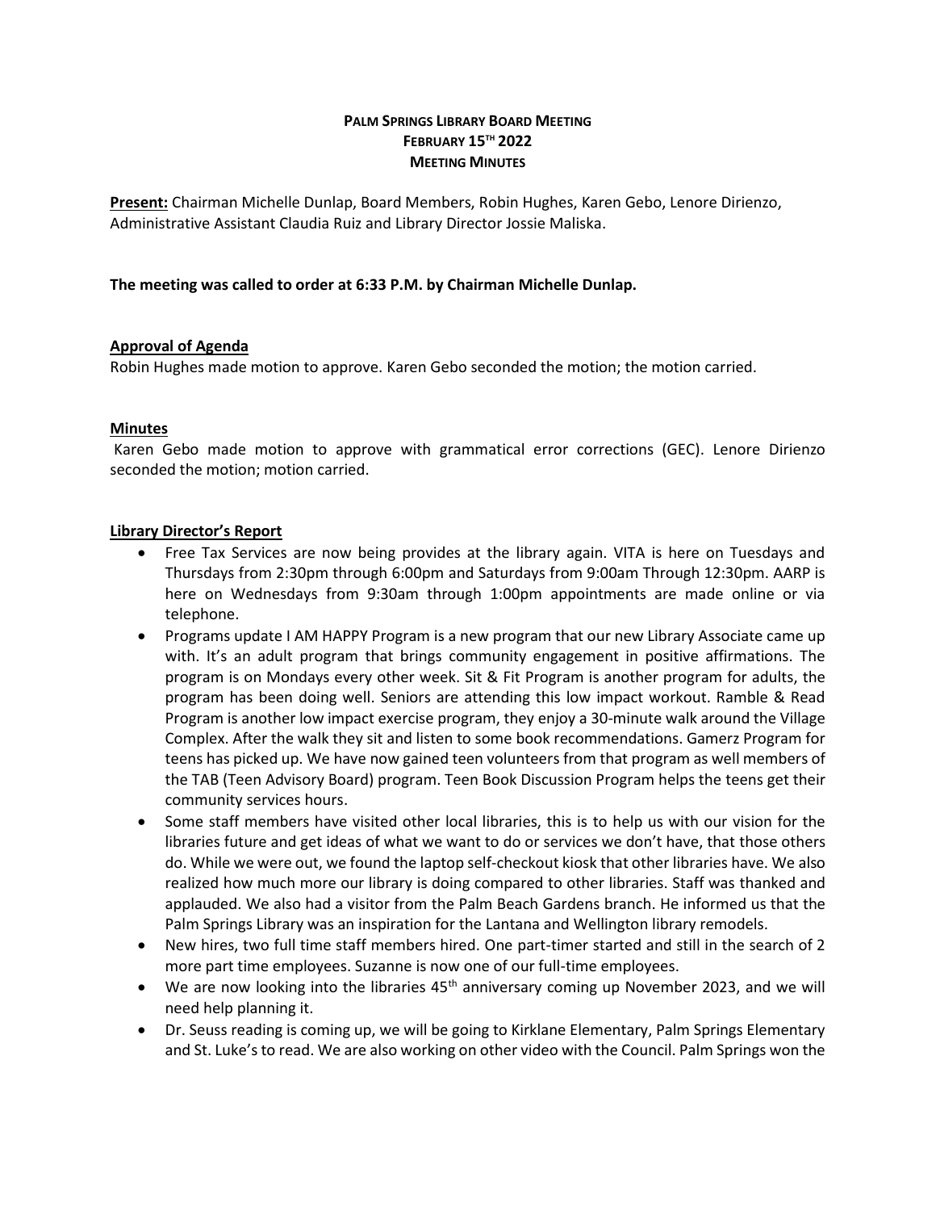# PALM SPRINGS LIBRARY BOARD MEETING
## FEBRUARY 15TH 2022
## MEETING MINUTES

**Present:** Chairman Michelle Dunlap, Board Members, Robin Hughes, Karen Gebo, Lenore Dirienzo, Administrative Assistant Claudia Ruiz and Library Director Jossie Maliska.

**The meeting was called to order at 6:33 P.M. by Chairman Michelle Dunlap.**

### Approval of Agenda

Robin Hughes made motion to approve. Karen Gebo seconded the motion; the motion carried.

### Minutes

Karen Gebo made motion to approve with grammatical error corrections (GEC). Lenore Dirienzo seconded the motion; motion carried.

### Library Director's Report

- Free Tax Services are now being provides at the library again. VITA is here on Tuesdays and Thursdays from 2:30pm through 6:00pm and Saturdays from 9:00am Through 12:30pm. AARP is here on Wednesdays from 9:30am through 1:00pm appointments are made online or via telephone.
- Programs update I AM HAPPY Program is a new program that our new Library Associate came up with. It's an adult program that brings community engagement in positive affirmations. The program is on Mondays every other week. Sit & Fit Program is another program for adults, the program has been doing well. Seniors are attending this low impact workout. Ramble & Read Program is another low impact exercise program, they enjoy a 30-minute walk around the Village Complex. After the walk they sit and listen to some book recommendations. Gamerz Program for teens has picked up. We have now gained teen volunteers from that program as well members of the TAB (Teen Advisory Board) program. Teen Book Discussion Program helps the teens get their community services hours.
- Some staff members have visited other local libraries, this is to help us with our vision for the libraries future and get ideas of what we want to do or services we don't have, that those others do. While we were out, we found the laptop self-checkout kiosk that other libraries have. We also realized how much more our library is doing compared to other libraries. Staff was thanked and applauded. We also had a visitor from the Palm Beach Gardens branch. He informed us that the Palm Springs Library was an inspiration for the Lantana and Wellington library remodels.
- New hires, two full time staff members hired. One part-timer started and still in the search of 2 more part time employees. Suzanne is now one of our full-time employees.
- We are now looking into the libraries 45th anniversary coming up November 2023, and we will need help planning it.
- Dr. Seuss reading is coming up, we will be going to Kirklane Elementary, Palm Springs Elementary and St. Luke's to read. We are also working on other video with the Council. Palm Springs won the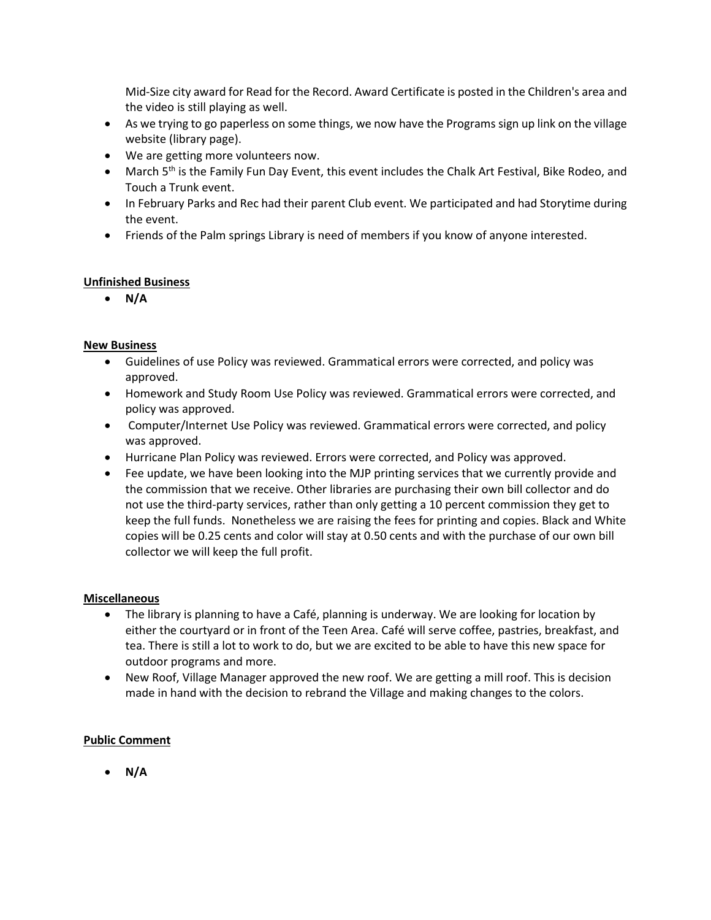Mid-Size city award for Read for the Record. Award Certificate is posted in the Children's area and the video is still playing as well.

- As we trying to go paperless on some things, we now have the Programs sign up link on the village website (library page).
- We are getting more volunteers now.
- March 5th is the Family Fun Day Event, this event includes the Chalk Art Festival, Bike Rodeo, and Touch a Trunk event.
- In February Parks and Rec had their parent Club event. We participated and had Storytime during the event.
- Friends of the Palm springs Library is need of members if you know of anyone interested.

**Unfinished Business**

- **N/A**

**New Business**

- Guidelines of use Policy was reviewed. Grammatical errors were corrected, and policy was approved.
- Homework and Study Room Use Policy was reviewed. Grammatical errors were corrected, and policy was approved.
- Computer/Internet Use Policy was reviewed. Grammatical errors were corrected, and policy was approved.
- Hurricane Plan Policy was reviewed. Errors were corrected, and Policy was approved.
- Fee update, we have been looking into the MJP printing services that we currently provide and the commission that we receive. Other libraries are purchasing their own bill collector and do not use the third-party services, rather than only getting a 10 percent commission they get to keep the full funds. Nonetheless we are raising the fees for printing and copies. Black and White copies will be 0.25 cents and color will stay at 0.50 cents and with the purchase of our own bill collector we will keep the full profit.

**Miscellaneous**

- The library is planning to have a Café, planning is underway. We are looking for location by either the courtyard or in front of the Teen Area. Café will serve coffee, pastries, breakfast, and tea. There is still a lot to work to do, but we are excited to be able to have this new space for outdoor programs and more.
- New Roof, Village Manager approved the new roof. We are getting a mill roof. This is decision made in hand with the decision to rebrand the Village and making changes to the colors.

**Public Comment**

- **N/A**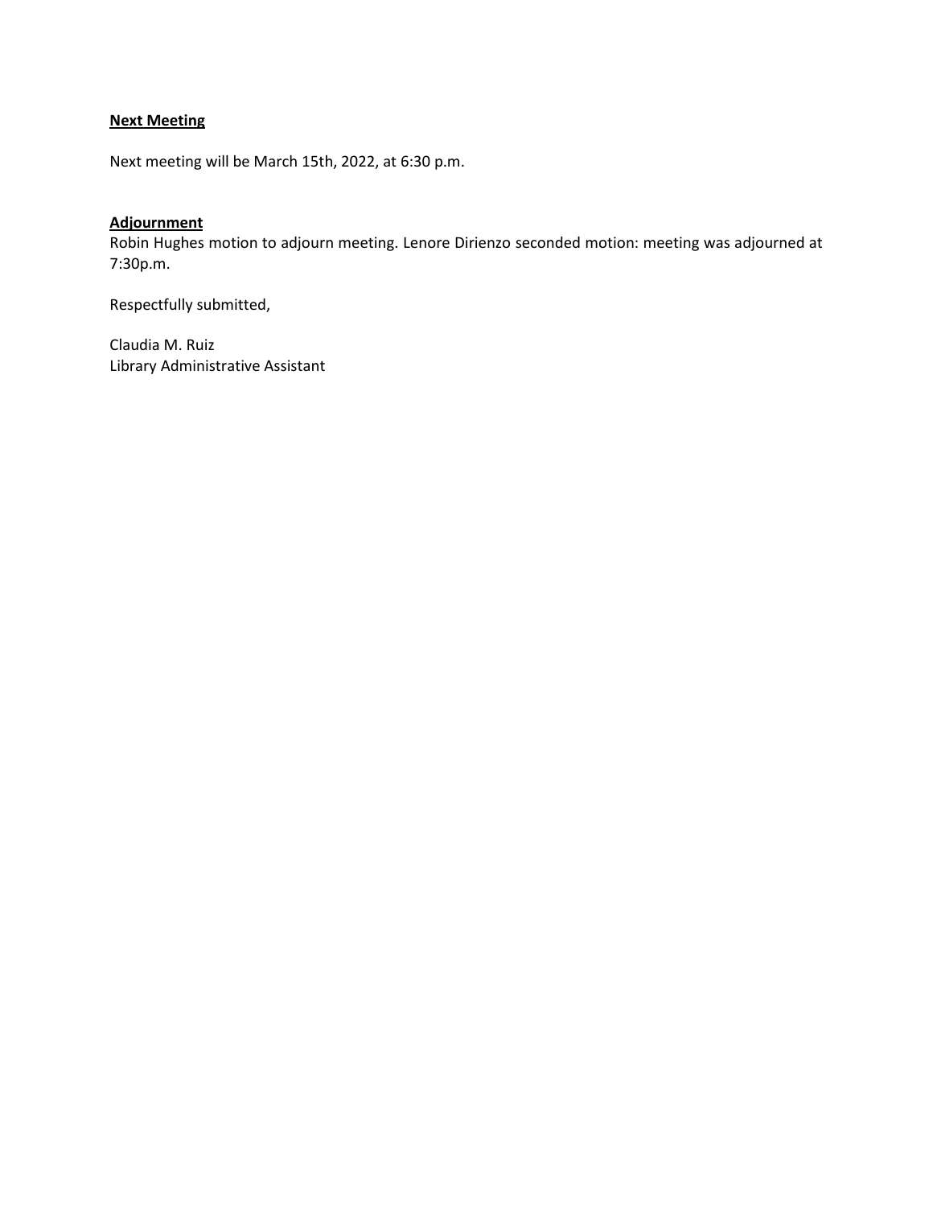**Next Meeting**

Next meeting will be March 15th, 2022, at 6:30 p.m.

**Adjournment**

Robin Hughes motion to adjourn meeting. Lenore Dirienzo seconded motion: meeting was adjourned at 7:30p.m.

Respectfully submitted,

Claudia M. Ruiz
Library Administrative Assistant